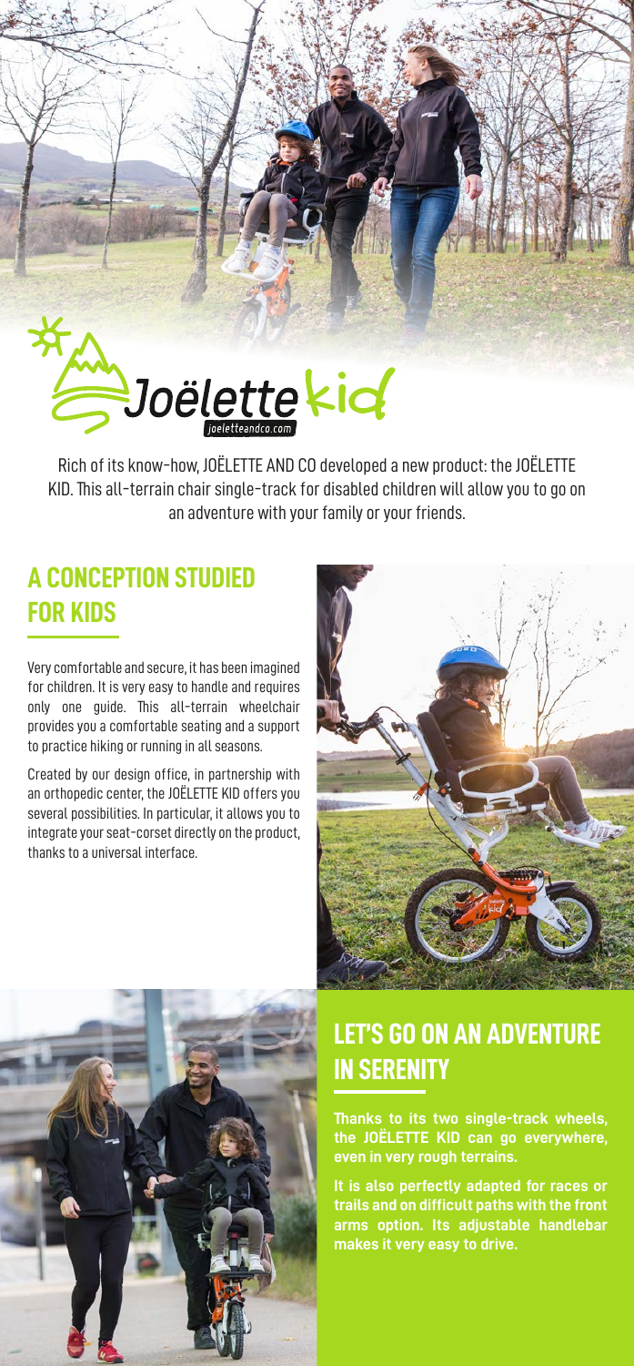Joëlette kid

joeletteandco.com

Rich of its know-how, JOËLETTE AND CO developed a new product: the JOËLETTE KID. This all-terrain chair single-track for disabled children will allow you to go on an adventure with your family or your friends.

## A CONCEPTION STUDIED FOR KIDS

Very comfortable and secure, it has been imagined for children. It is very easy to handle and requires only one guide. This all-terrain wheelchair provides you a comfortable seating and a support to practice hiking or running in all seasons.

Created by our design office, in partnership with an orthopedic center, the JOËLETTE KID offers you several possibilities. In particular, it allows you to integrate your seat-corset directly on the product, thanks to a universal interface.

## LET'S GO ON AN ADVENTURE IN SERENITY

**Thanks to its two single-track wheels, the JOËLETTE KID can go everywhere, even in very rough terrains.**

**It is also perfectly adapted for races or trails and on difficult paths with the front arms option. Its adjustable handlebar makes it very easy to drive.**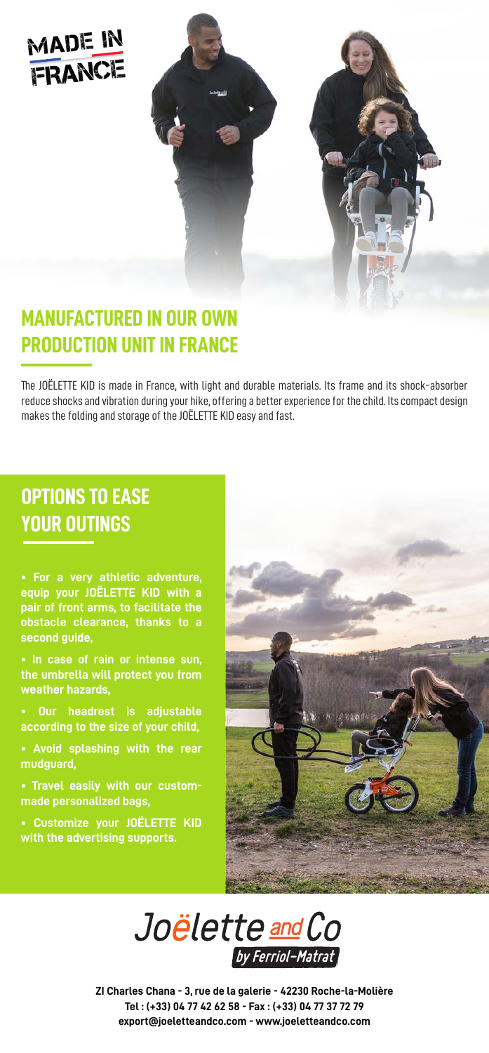MADE IN FRANCE

## MANUFACTURED IN OUR OWN PRODUCTION UNIT IN FRANCE

The JOËLETTE KID is made in France, with light and durable materials. Its frame and its shock-absorber reduce shocks and vibration during your hike, offering a better experience for the child. Its compact design makes the folding and storage of the JOËLETTE KID easy and fast.

## OPTIONS TO EASE YOUR OUTINGS

- **For a very athletic adventure, equip your JOËLETTE KID with a pair of front arms, to facilitate the obstacle clearance, thanks to a second guide,**
- **In case of rain or intense sun, the umbrella will protect you from weather hazards,**
- **Our headrest is adjustable according to the size of your child,**
- **Avoid splashing with the rear mudguard,**
- **Travel easily with our custom-made personalized bags,**
- **Customize your JOËLETTE KID with the advertising supports.**

Joëlette and Co by Ferriol-Matrat

**ZI Charles Chana - 3, rue de la galerie - 42230 Roche-la-Molière**
**Tel : (+33) 04 77 42 62 58 - Fax : (+33) 04 77 37 72 79**
**export@joeletteandco.com - www.joeletteandco.com**